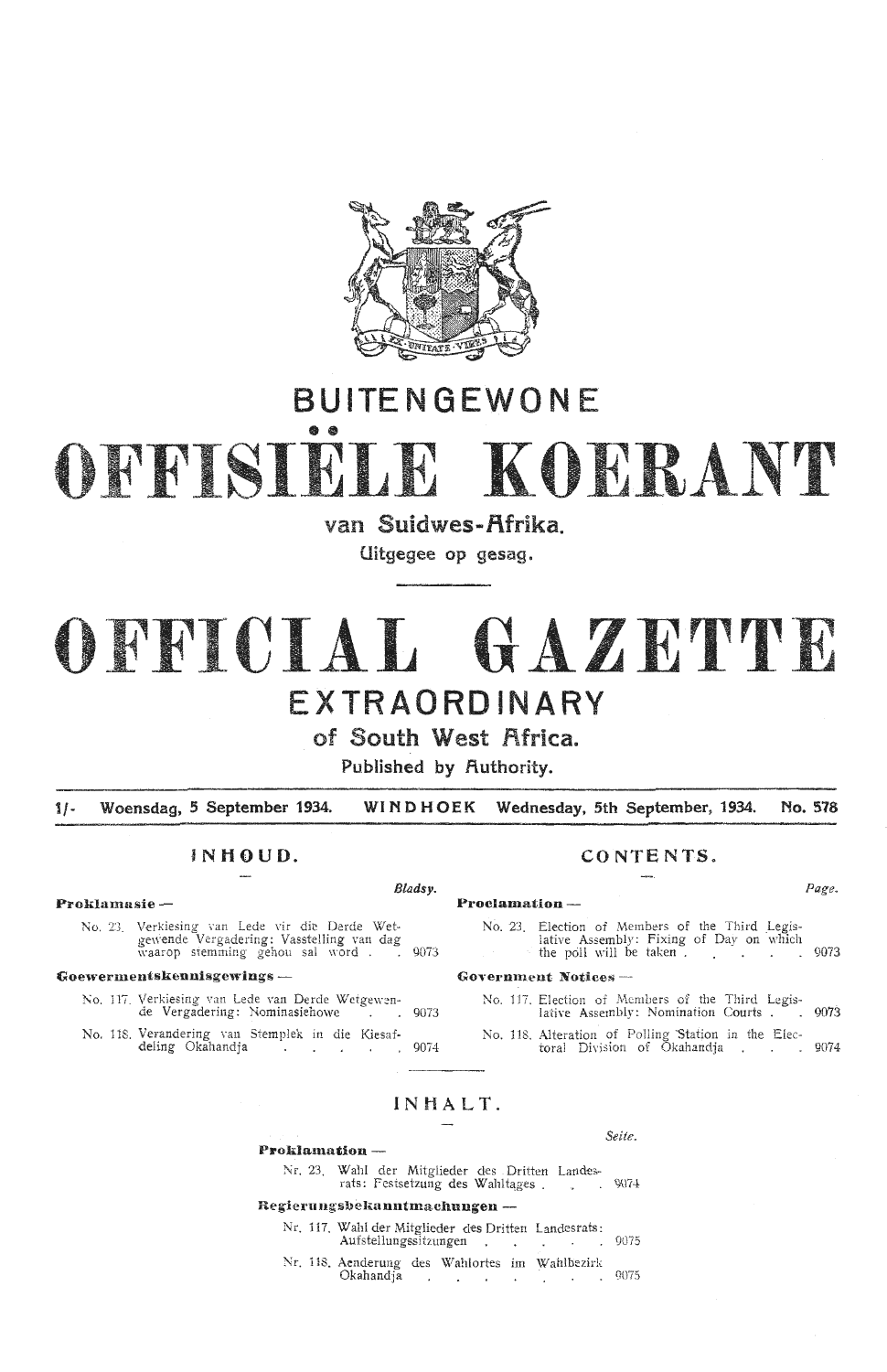# BUITENGEWONE

# OFFISIËLE KOERANT

## van Suidwes-Afrika.

Uitgegee op gesag.

# OFFICIAL GAZETTE

## EXTRAORDINARY

## of South West Africa.

Published by Authority.

1/- Woensdag, 5 September 1934. WINDHOEK Wednesday, 5th September, 1934. No. 578

### INHOUD.

| | Bladsy. |
|---|---|
| **Proklamasie —** | |
| No. 23. Verkiesing van Lede vir die Derde Wetgewende Vergadering: Vasstelling van dag waarop stemming gehou sal word | 9073 |
| **Goewermentskennisgewings —** | |
| No. 117. Verkiesing van Lede van Derde Wetgewende Vergadering: Nominasiehowe | 9073 |
| No. 118. Verandering van Stemplek in die Kiesafdeling Okahandja | 9074 |

### CONTENTS.

| | Page. |
|---|---|
| **Proclamation —** | |
| No. 23. Election of Members of the Third Legislative Assembly: Fixing of Day on which the poll will be taken | 9073 |
| **Government Notices —** | |
| No. 117. Election of Members of the Third Legislative Assembly: Nomination Courts | 9073 |
| No. 118. Alteration of Polling Station in the Electoral Division of Okahandja | 9074 |

### INHALT.

| | Seite. |
|---|---|
| **Proklamation —** | |
| Nr. 23. Wahl der Mitglieder des Dritten Landesrats: Festsetzung des Wahltages | 9074 |
| **Regierungsbekanntmachungen —** | |
| Nr. 117. Wahl der Mitglieder des Dritten Landesrats: Aufstellungssitzungen | 9075 |
| Nr. 118. Aenderung des Wahlortes im Wahlbezirk Okahandja | 9075 |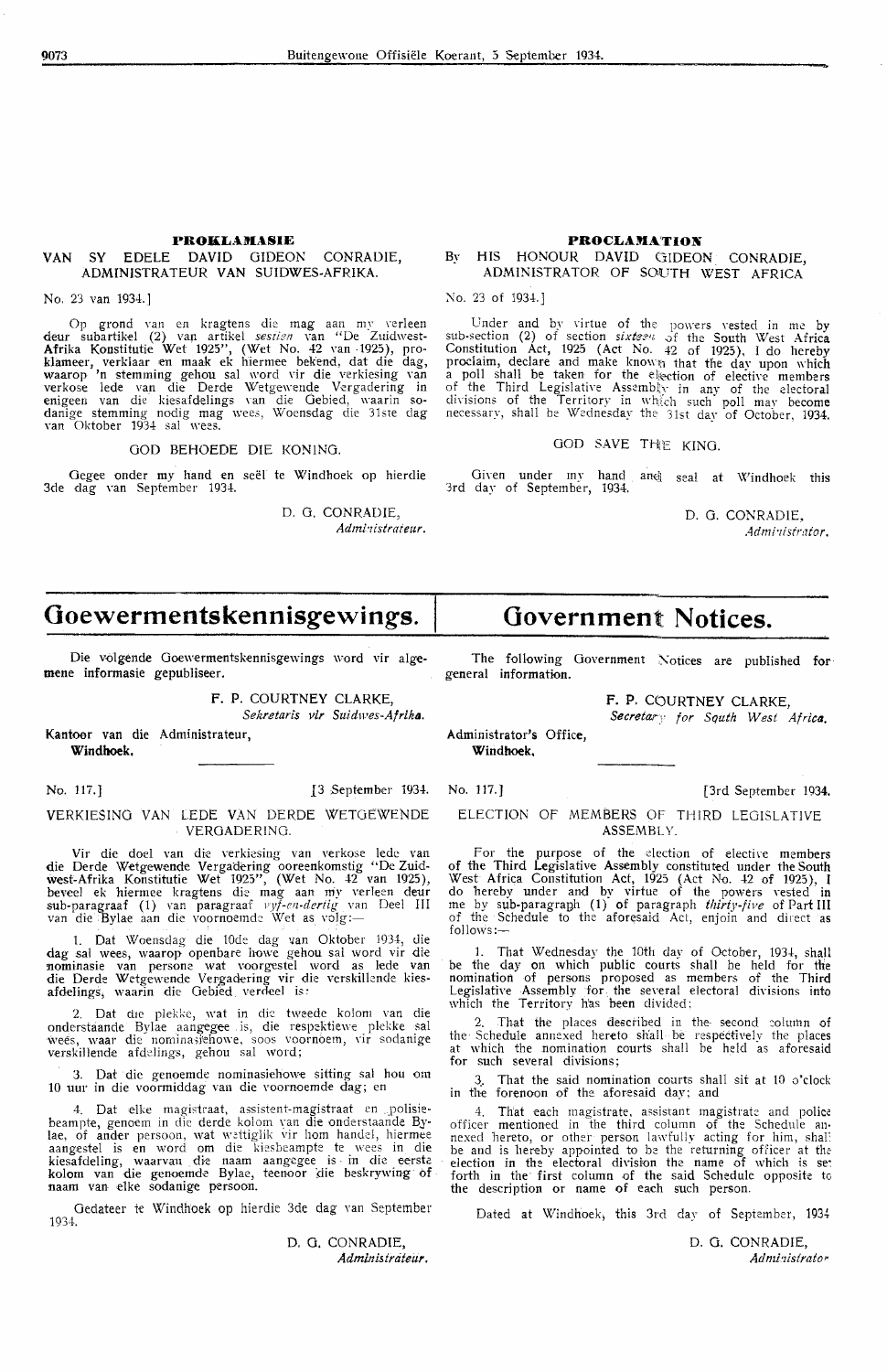## PROKLAMASIE

VAN SY EDELE DAVID GIDEON CONRADIE, ADMINISTRATEUR VAN SUIDWES-AFRIKA.

No. 23 van 1934.]

Op grond van en kragtens die mag aan my verleen deur subartikel (2) van artikel *sestien* van "De Zuidwest-Afrika Konstitutie Wet 1925", (Wet No. 42 van 1925), proklameer, verklaar en maak ek hiermee bekend, dat die dag, waarop 'n stemming gehou sal word vir die verkiesing van verkose lede van die Derde Wetgewende Vergadering in enigeen van die kiesafdelings van die Gebied, waarin sodanige stemming nodig mag wees, Woensdag die 31ste dag van Oktober 1934 sal wees.

GOD BEHOEDE DIE KONING.

Gegee onder my hand en seël te Windhoek op hierdie 3de dag van September 1934.

D. G. CONRADIE,
*Administrateur.*

## PROCLAMATION

By HIS HONOUR DAVID GIDEON CONRADIE, ADMINISTRATOR OF SOUTH WEST AFRICA

No. 23 of 1934.]

Under and by virtue of the powers vested in me by sub-section (2) of section *sixteen* of the South West Africa Constitution Act, 1925 (Act No. 42 of 1925), I do hereby proclaim, declare and make known that the day upon which a poll shall be taken for the election of elective members of the Third Legislative Assembly in any of the electoral divisions of the Territory in which such poll may become necessary, shall be Wednesday the 31st day of October, 1934.

GOD SAVE THE KING.

Given under my hand and seal at Windhoek this 3rd day of September, 1934.

D. G. CONRADIE,
*Administrator.*

# Goewermentskennisgewings.

Die volgende Goewermentskennisgewings word vir algemene informasie gepubliseer.

F. P. COURTNEY CLARKE,
*Sekretaris vir Suidwes-Afrika.*

Kantoor van die Administrateur,
**Windhoek.**

No. 117.] [3 September 1934.

### VERKIESING VAN LEDE VAN DERDE WETGEWENDE VERGADERING.

Vir die doel van die verkiesing van verkose lede van die Derde Wetgewende Vergadering ooreenkomstig "De Zuidwest-Afrika Konstitutie Wet 1925", (Wet No. 42 van 1925), beveel ek hiermee kragtens die mag aan my verleen deur sub-paragraaf (1) van paragraaf *vyf-en-dertig* van Deel III van die Bylae aan die voornoemde Wet as volg:—

1. Dat Woensdag die 10de dag van Oktober 1934, die dag sal wees, waarop openbare howe gehou sal word vir die nominasie van persone wat voorgestel word as lede van die Derde Wetgewende Vergadering vir die verskillende kiesafdelings, waarin die Gebied verdeel is:

2. Dat die plekke, wat in die tweede kolom van die onderstaande Bylae aangegee is, die respektiewe plekke sal wees, waar die nominasiehowe, soos voornoem, vir sodanige verskillende afdelings, gehou sal word;

3. Dat die genoemde nominasiehowe sitting sal hou om 10 uur in die voormiddag van die voornoemde dag; en

4. Dat elke magistraat, assistent-magistraat en polisiebeampte, genoem in die derde kolom van die onderstaande Bylae, of ander persoon, wat wettiglik vir hom handel, hiermee aangestel is en word om die kiesbeampte te wees in die kiesafdeling, waarvan die naam aangegee is in die eerste kolom van die genoemde Bylae, teenoor die beskrywing of naam van elke sodanige persoon.

Gedateer te Windhoek op hierdie 3de dag van September 1934.

D. G. CONRADIE,
*Administrateur.*

# Government Notices.

The following Government Notices are published for general information.

F. P. COURTNEY CLARKE,
*Secretary for South West Africa.*

Administrator's Office,
**Windhoek.**

No. 117.] [3rd September 1934.

### ELECTION OF MEMBERS OF THIRD LEGISLATIVE ASSEMBLY.

For the purpose of the election of elective members of the Third Legislative Assembly constituted under the South West Africa Constitution Act, 1925 (Act No. 42 of 1925), I do hereby under and by virtue of the powers vested in me by sub-paragraph (1) of paragraph *thirty-five* of Part III of the Schedule to the aforesaid Act, enjoin and direct as follows:—

1. That Wednesday the 10th day of October, 1934, shall be the day on which public courts shall be held for the nomination of persons proposed as members of the Third Legislative Assembly for the several electoral divisions into which the Territory has been divided:

2. That the places described in the second column of the Schedule annexed hereto shall be respectively the places at which the nomination courts shall be held as aforesaid for such several divisions;

3. That the said nomination courts shall sit at 10 o'clock in the forenoon of the aforesaid day; and

4. That each magistrate, assistant magistrate and police officer mentioned in the third column of the Schedule annexed hereto, or other person lawfully acting for him, shall be and is hereby appointed to be the returning officer at the election in the electoral division the name of which is set forth in the first column of the said Schedule opposite to the description or name of each such person.

Dated at Windhoek, this 3rd day of September, 1934

D. G. CONRADIE,
*Administrator*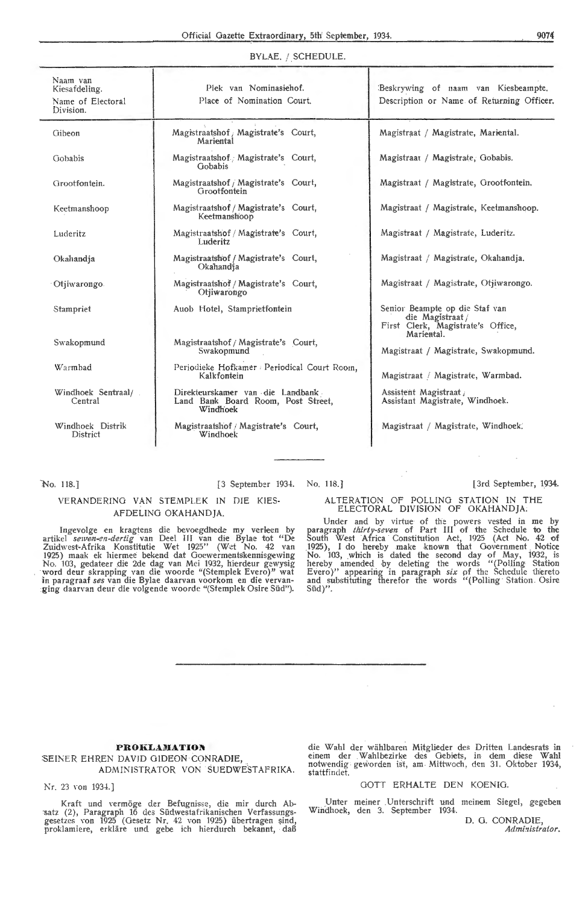BYLAE. / SCHEDULE.

| Naam van Kiesafdeling. Name of Electoral Division. | Plek van Nominasiehof. Place of Nomination Court. | Beskrywing of naam van Kiesbeampte. Description or Name of Returning Officer. |
|---|---|---|
| Gibeon | Magistraatshof / Magistrate's Court, Mariental | Magistraat / Magistrate, Mariental. |
| Gobabis | Magistraatshof / Magistrate's Court, Gobabis | Magistraat / Magistrate, Gobabis. |
| Grootfontein. | Magistraatshof / Magistrate's Court, Grootfontein | Magistraat / Magistrate, Grootfontein. |
| Keetmanshoop | Magistraatshof / Magistrate's Court, Keetmanshoop | Magistraat / Magistrate, Keetmanshoop. |
| Luderitz | Magistraatshof / Magistrate's Court, Luderitz | Magistraat / Magistrate, Luderitz. |
| Okahandja | Magistraatshof / Magistrate's Court, Okahandja | Magistraat / Magistrate, Okahandja. |
| Otjiwarongo | Magistraatshof / Magistrate's Court, Otjiwarongo | Magistraat / Magistrate, Otjiwarongo. |
| Stampriet | Auob Hotel, Stamprietfontein | Senior Beampte op die Staf van die Magistraat / First Clerk, Magistrate's Office, Mariental. |
| Swakopmund | Magistraatshof / Magistrate's Court, Swakopmund | Magistraat / Magistrate, Swakopmund. |
| Warmbad | Periodieke Hofkamer / Periodical Court Room, Kalkfontein | Magistraat / Magistrate, Warmbad. |
| Windhoek Sentraal/ Central | Direkteurskamer van die Landbank / Land Bank Board Room, Post Street, Windhoek | Assistent Magistraat / Assistant Magistrate, Windhoek. |
| Windhoek Distrik District | Magistraatshof / Magistrate's Court, Windhoek | Magistraat / Magistrate, Windhoek. |

---

No. 118.] [3 September 1934.

## VERANDERING VAN STEMPLEK IN DIE KIESAFDELING OKAHANDJA.

Ingevolge en kragtens die bevoegdhede my verleen by artikel *sewen-en-dertig* van Deel III van die Bylae tot "De Zuidwest-Afrika Konstitutie Wet 1925" (Wet No. 42 van 1925) maak ek hiermee bekend dat Goewermentskennisgewing No. 103, gedateer die 2de dag van Mei 1932, hierdeur gewysig word deur skrapping van die woorde "(Stemplek Evero)" wat in paragraaf *ses* van die Bylae daarvan voorkom en die vervanging daarvan deur die volgende woorde "(Stemplek Osire Süd").

No. 118.] [3rd September, 1934.

## ALTERATION OF POLLING STATION IN THE ELECTORAL DIVISION OF OKAHANDJA.

Under and by virtue of the powers vested in me by paragraph *thirty-seven* of Part III of the Schedule to the South West Africa Constitution Act, 1925 (Act No. 42 of 1925), I do hereby make known that Government Notice No. 103, which is dated the second day of May, 1932, is hereby amended by deleting the words "(Polling Station Evero)" appearing in paragraph *six* of the Schedule thereto and substituting therefor the words "(Polling Station Osire Süd)".

---

## PROKLAMATION

SEINER EHREN DAVID GIDEON CONRADIE,
ADMINISTRATOR VON SUEDWESTAFRIKA.

Nr. 23 von 1934.]

Kraft und vermöge der Befugnisse, die mir durch Absatz (2), Paragraph 16 des Südwestafrikanischen Verfassungsgesetzes von 1925 (Gesetz Nr. 42 von 1925) übertragen sind, proklamiere, erkläre und gebe ich hierdurch bekannt, daß die Wahl der wählbaren Mitglieder des Dritten Landesrats in einem der Wahlbezirke des Gebiets, in dem diese Wahl notwendig geworden ist, am Mittwoch, den 31. Oktober 1934, stattfindet.

GOTT ERHALTE DEN KOENIG.

Unter meiner Unterschrift und meinem Siegel, gegeben Windhoek, den 3. September 1934.

D. G. CONRADIE,
*Administrator.*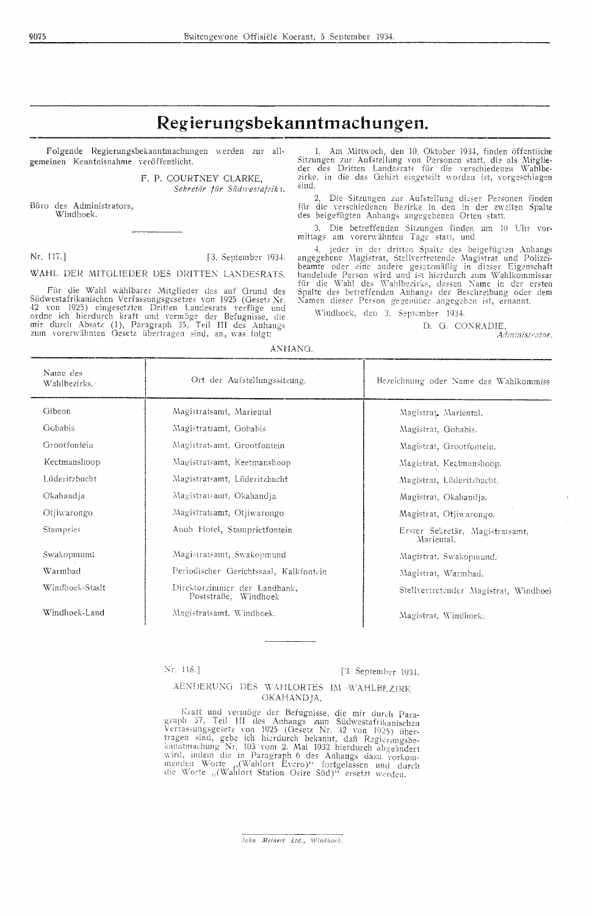# Regierungsbekanntmachungen.

Folgende Regierungsbekanntmachungen werden zur allgemeinen Kenntnisnahme veröffentlicht.

F. P. COURTNEY CLARKE,
*Sekretär für Südwestafrika.*

Büro des Administrators,
Windhoek.

Nr. 117.] [3. September 1934.

WAHL DER MITGLIEDER DES DRITTEN LANDESRATS.

Für die Wahl wählbarer Mitglieder des auf Grund des Südwestafrikanischen Verfassungsgesetzes von 1925 (Gesetz Nr. 42 von 1925) eingesetzten Dritten Landesrats verfüge und ordne ich hierdurch kraft und vermöge der Befugnisse, die mir durch Absatz (1), Paragraph 35, Teil III des Anhangs zum vorerwähnten Gesetz übertragen sind, an, was folgt:

1. Am Mittwoch, den 10. Oktober 1934, finden öffentliche Sitzungen zur Aufstellung von Personen statt, die als Mitglieder des Dritten Landesrats für die verschiedenen Wahlbezirke, in die das Gebiet eingeteilt worden ist, vorgeschlagen sind.

2. Die Sitzungen zur Aufstellung dieser Personen finden für die verschiedenen Bezirke in den in der zweiten Spalte des beigefügten Anhangs angegebenen Orten statt.

3. Die betreffenden Sitzungen finden um 10 Uhr vormittags am vorerwähnten Tage statt, und

4. jeder in der dritten Spalte des beigefügten Anhangs angegebene Magistrat, Stellvertretende Magistrat und Polizeibeamte oder eine andere gesetzmäßig in dieser Eigenschaft handelnde Person wird und ist hierdurch zum Wahlkommissar für die Wahl des Wahlbezirks, dessen Name in der ersten Spalte des betreffenden Anhangs der Beschreibung oder dem Namen dieser Person gegenüber angegeben ist, ernannt.

Windhoek, den 3. September 1934.

D. G. CONRADIE,
*Administrator.*

ANHANG.

| Name des Wahlbezirks. | Ort der Aufstellungssitzung. | Bezeichnung oder Name des Wahlkommiss |
|---|---|---|
| Gibeon | Magistratsamt, Mariental | Magistrat, Mariental. |
| Gobabis | Magistratsamt, Gobabis | Magistrat, Gobabis. |
| Grootfontein | Magistratsamt, Grootfontein | Magistrat, Grootfontein. |
| Keetmanshoop | Magistratsamt, Keetmanshoop | Magistrat, Keetmanshoop. |
| Lüderitzbucht | Magistratsamt, Lüderitzbucht | Magistrat, Lüderitzbucht. |
| Okahandja | Magistratsamt, Okahandja | Magistrat, Okahandja. |
| Otjiwarongo | Magistratsamt, Otjiwarongo | Magistrat, Otjiwarongo. |
| Stampriet | Auob Hotel, Stamprietfontein | Erster Sekretär, Magistratsamt, Mariental. |
| Swakopmund | Magistratsamt, Swakopmund | Magistrat, Swakopmund. |
| Warmbad | Periodischer Gerichtssaal, Kalkfontein | Magistrat, Warmbad. |
| Windhoek-Stadt | Direktorzimmer der Landbank, Poststraße, Windhoek | Stellvertretender Magistrat, Windhoek |
| Windhoek-Land | Magistratsamt, Windhoek. | Magistrat, Windhoek. |

Nr. 118.] [3. September 1934.

AENDERUNG DES WAHLORTES IM WAHLBEZIRK OKAHANDJA.

Kraft und vermöge der Befugnisse, die mir durch Paragraph 37, Teil III des Anhangs zum Südwestafrikanischen Verfassungsgesetz von 1925 (Gesetz Nr. 42 von 1925) übertragen sind, gebe ich hierdurch bekannt, daß Regierungsbekanntmachung Nr. 103 vom 2. Mai 1932 hierdurch abgeändert wird, indem die in Paragraph 6 des Anhangs dazu vorkommenden Worte „(Wahlort Evero)" fortgelassen und durch die Worte „(Wahlort Station Osire Süd)" ersetzt werden.

*John Meinert Ltd., Windhoek.*